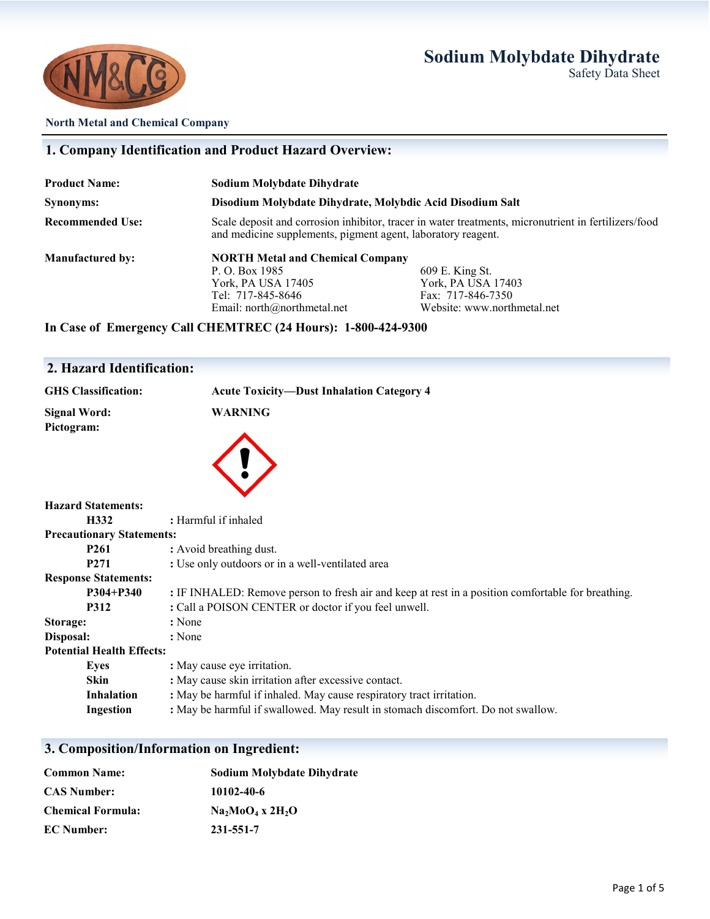# Sodium Molybdate Dihydrate

Safety Data Sheet

**North Metal and Chemical Company**

## 1. Company Identification and Product Hazard Overview:

**Product Name:** **Sodium Molybdate Dihydrate**

**Synonyms:** **Disodium Molybdate Dihydrate, Molybdic Acid Disodium Salt**

**Recommended Use:** Scale deposit and corrosion inhibitor, tracer in water treatments, micronutrient in fertilizers/food and medicine supplements, pigment agent, laboratory reagent.

**Manufactured by:** **NORTH Metal and Chemical Company**

P. O. Box 1985
York, PA USA 17405
Tel: 717-845-8646
Email: north@northmetal.net

609 E. King St.
York, PA USA 17403
Fax: 717-846-7350
Website: www.northmetal.net

**In Case of Emergency Call CHEMTREC (24 Hours): 1-800-424-9300**

## 2. Hazard Identification:

**GHS Classification:** **Acute Toxicity—Dust Inhalation Category 4**

**Signal Word:** **WARNING**

**Pictogram:**

**Hazard Statements:**

- **H332** : Harmful if inhaled

**Precautionary Statements:**

- **P261** : Avoid breathing dust.
- **P271** : Use only outdoors or in a well-ventilated area

**Response Statements:**

- **P304+P340** : IF INHALED: Remove person to fresh air and keep at rest in a position comfortable for breathing.
- **P312** : Call a POISON CENTER or doctor if you feel unwell.

**Storage:** : None

**Disposal:** : None

**Potential Health Effects:**

- **Eyes** : May cause eye irritation.
- **Skin** : May cause skin irritation after excessive contact.
- **Inhalation** : May be harmful if inhaled. May cause respiratory tract irritation.
- **Ingestion** : May be harmful if swallowed. May result in stomach discomfort. Do not swallow.

## 3. Composition/Information on Ingredient:

**Common Name:** **Sodium Molybdate Dihydrate**

**CAS Number:** **10102-40-6**

**Chemical Formula:** **$Na_2MoO_4 \times 2H_2O$**

**EC Number:** **231-551-7**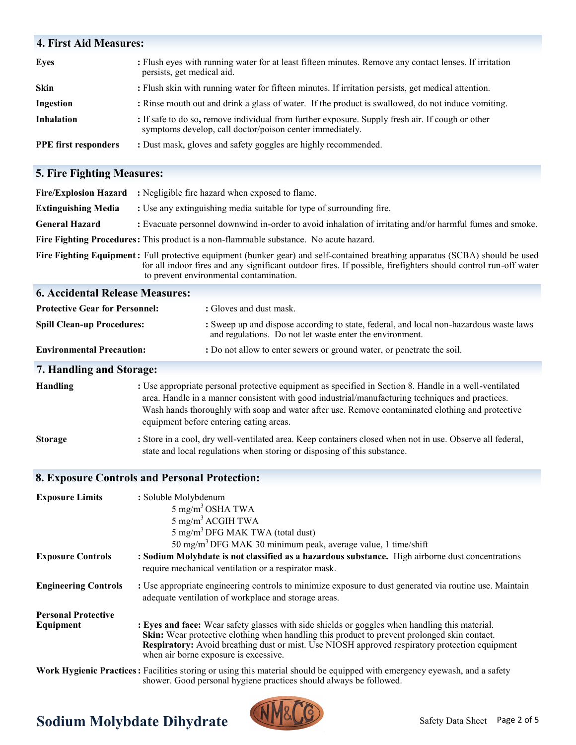## 4. First Aid Measures:

**Eyes** : Flush eyes with running water for at least fifteen minutes. Remove any contact lenses. If irritation persists, get medical aid.

**Skin** : Flush skin with running water for fifteen minutes. If irritation persists, get medical attention.

**Ingestion** : Rinse mouth out and drink a glass of water. If the product is swallowed, do not induce vomiting.

**Inhalation** : If safe to do so, remove individual from further exposure. Supply fresh air. If cough or other symptoms develop, call doctor/poison center immediately.

**PPE first responders** : Dust mask, gloves and safety goggles are highly recommended.

## 5. Fire Fighting Measures:

**Fire/Explosion Hazard** : Negligible fire hazard when exposed to flame.

**Extinguishing Media** : Use any extinguishing media suitable for type of surrounding fire.

**General Hazard** : Evacuate personnel downwind in-order to avoid inhalation of irritating and/or harmful fumes and smoke.

**Fire Fighting Procedures**: This product is a non-flammable substance. No acute hazard.

**Fire Fighting Equipment** : Full protective equipment (bunker gear) and self-contained breathing apparatus (SCBA) should be used for all indoor fires and any significant outdoor fires. If possible, firefighters should control run-off water to prevent environmental contamination.

## 6. Accidental Release Measures:

**Protective Gear for Personnel:** : Gloves and dust mask.

**Spill Clean-up Procedures:** : Sweep up and dispose according to state, federal, and local non-hazardous waste laws and regulations. Do not let waste enter the environment.

**Environmental Precaution:** : Do not allow to enter sewers or ground water, or penetrate the soil.

## 7. Handling and Storage:

**Handling** : Use appropriate personal protective equipment as specified in Section 8. Handle in a well-ventilated area. Handle in a manner consistent with good industrial/manufacturing techniques and practices. Wash hands thoroughly with soap and water after use. Remove contaminated clothing and protective equipment before entering eating areas.

**Storage** : Store in a cool, dry well-ventilated area. Keep containers closed when not in use. Observe all federal, state and local regulations when storing or disposing of this substance.

## 8. Exposure Controls and Personal Protection:

**Exposure Limits** : Soluble Molybdenum
- 5 mg/m$^3$ OSHA TWA
- 5 mg/m$^3$ ACGIH TWA
- 5 mg/m$^3$ DFG MAK TWA (total dust)
- 50 mg/m$^3$ DFG MAK 30 minimum peak, average value, 1 time/shift

**Exposure Controls** : **Sodium Molybdate is not classified as a hazardous substance.** High airborne dust concentrations require mechanical ventilation or a respirator mask.

**Engineering Controls** : Use appropriate engineering controls to minimize exposure to dust generated via routine use. Maintain adequate ventilation of workplace and storage areas.

**Personal Protective Equipment** : **Eyes and face:** Wear safety glasses with side shields or goggles when handling this material.
**Skin:** Wear protective clothing when handling this product to prevent prolonged skin contact.
**Respiratory:** Avoid breathing dust or mist. Use NIOSH approved respiratory protection equipment when air borne exposure is excessive.

**Work Hygienic Practices** : Facilities storing or using this material should be equipped with emergency eyewash, and a safety shower. Good personal hygiene practices should always be followed.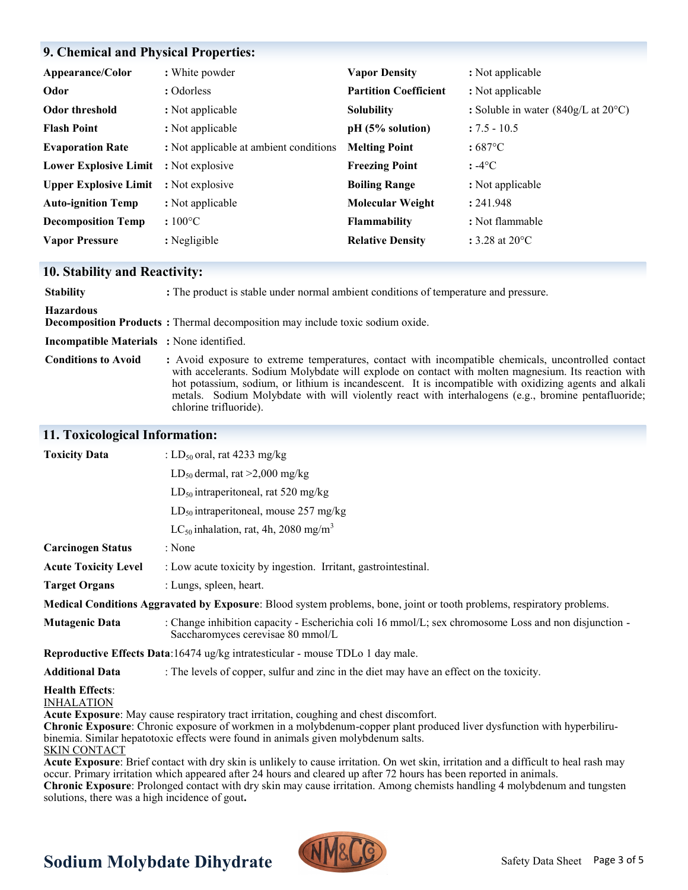## 9. Chemical and Physical Properties:

| | | | |
|---|---|---|---|
| **Appearance/Color** | : White powder | **Vapor Density** | : Not applicable |
| **Odor** | : Odorless | **Partition Coefficient** | : Not applicable |
| **Odor threshold** | : Not applicable | **Solubility** | : Soluble in water (840g/L at 20°C) |
| **Flash Point** | : Not applicable | **pH (5% solution)** | : 7.5 - 10.5 |
| **Evaporation Rate** | : Not applicable at ambient conditions | **Melting Point** | : 687°C |
| **Lower Explosive Limit** | : Not explosive | **Freezing Point** | : -4°C |
| **Upper Explosive Limit** | : Not explosive | **Boiling Range** | : Not applicable |
| **Auto-ignition Temp** | : Not applicable | **Molecular Weight** | : 241.948 |
| **Decomposition Temp** | : 100°C | **Flammability** | : Not flammable |
| **Vapor Pressure** | : Negligible | **Relative Density** | : 3.28 at 20°C |

## 10. Stability and Reactivity:

**Stability** : The product is stable under normal ambient conditions of temperature and pressure.

**Hazardous Decomposition Products** : Thermal decomposition may include toxic sodium oxide.

**Incompatible Materials** : None identified.

**Conditions to Avoid** : Avoid exposure to extreme temperatures, contact with incompatible chemicals, uncontrolled contact with accelerants. Sodium Molybdate will explode on contact with molten magnesium. Its reaction with hot potassium, sodium, or lithium is incandescent. It is incompatible with oxidizing agents and alkali metals. Sodium Molybdate with will violently react with interhalogens (e.g., bromine pentafluoride; chlorine trifluoride).

## 11. Toxicological Information:

**Toxicity Data** : $LD_{50}$ oral, rat 4233 mg/kg

$LD_{50}$ dermal, rat >2,000 mg/kg

$LD_{50}$ intraperitoneal, rat 520 mg/kg

$LD_{50}$ intraperitoneal, mouse 257 mg/kg

$LC_{50}$ inhalation, rat, 4h, 2080 mg/m$^3$

**Carcinogen Status** : None

**Acute Toxicity Level** : Low acute toxicity by ingestion. Irritant, gastrointestinal.

**Target Organs** : Lungs, spleen, heart.

**Medical Conditions Aggravated by Exposure**: Blood system problems, bone, joint or tooth problems, respiratory problems.

**Mutagenic Data** : Change inhibition capacity - Escherichia coli 16 mmol/L; sex chromosome Loss and non disjunction - Saccharomyces cerevisae 80 mmol/L

**Reproductive Effects Data**:16474 ug/kg intratesticular - mouse TDLo 1 day male.

**Additional Data** : The levels of copper, sulfur and zinc in the diet may have an effect on the toxicity.

**Health Effects**:

INHALATION

**Acute Exposure**: May cause respiratory tract irritation, coughing and chest discomfort.

**Chronic Exposure**: Chronic exposure of workmen in a molybdenum-copper plant produced liver dysfunction with hyperbilirubinemia. Similar hepatotoxic effects were found in animals given molybdenum salts.

SKIN CONTACT

**Acute Exposure**: Brief contact with dry skin is unlikely to cause irritation. On wet skin, irritation and a difficult to heal rash may occur. Primary irritation which appeared after 24 hours and cleared up after 72 hours has been reported in animals.

**Chronic Exposure**: Prolonged contact with dry skin may cause irritation. Among chemists handling 4 molybdenum and tungsten solutions, there was a high incidence of gout.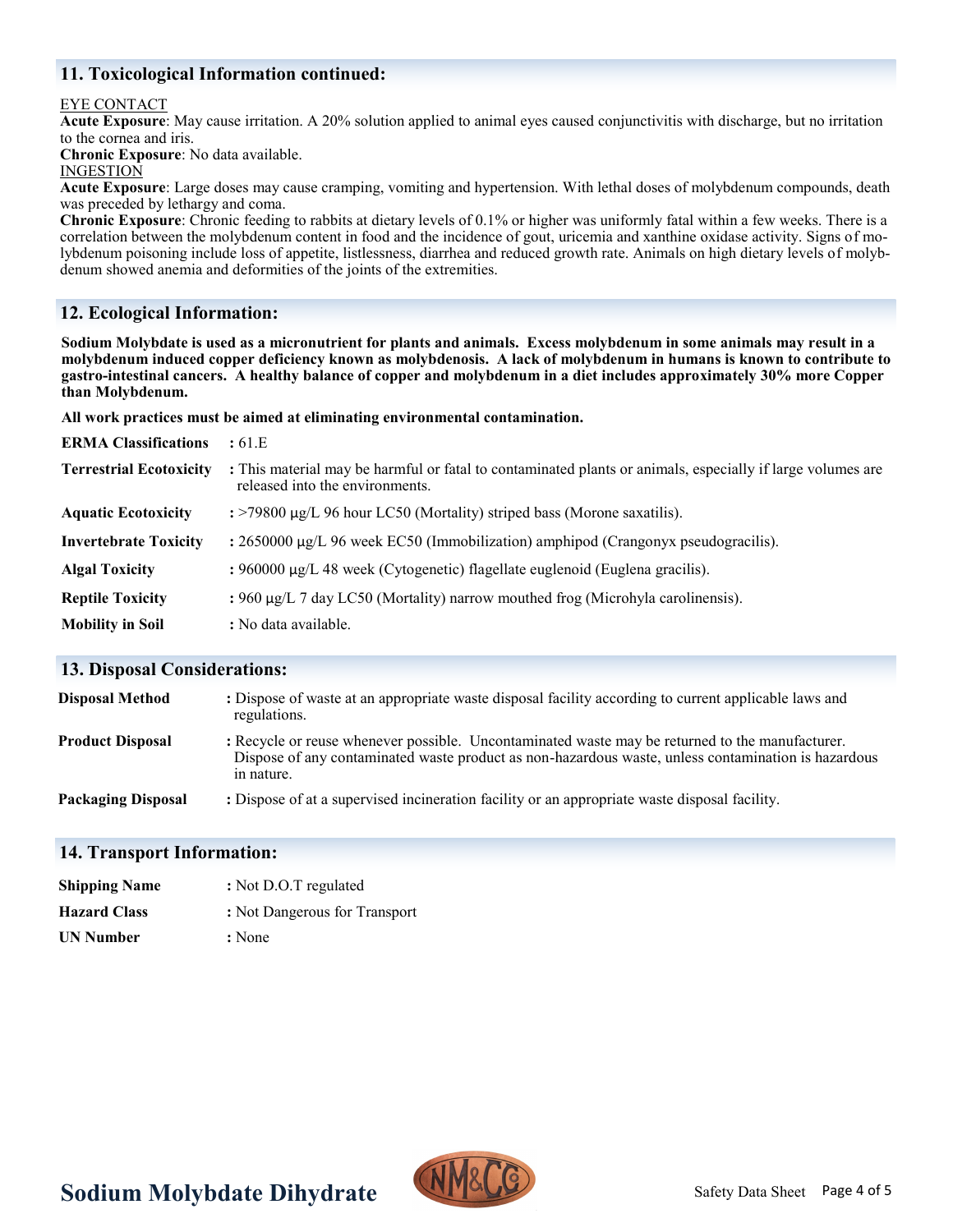## 11. Toxicological Information continued:

EYE CONTACT
**Acute Exposure**: May cause irritation. A 20% solution applied to animal eyes caused conjunctivitis with discharge, but no irritation to the cornea and iris.
**Chronic Exposure**: No data available.
INGESTION
**Acute Exposure**: Large doses may cause cramping, vomiting and hypertension. With lethal doses of molybdenum compounds, death was preceded by lethargy and coma.
**Chronic Exposure**: Chronic feeding to rabbits at dietary levels of 0.1% or higher was uniformly fatal within a few weeks. There is a correlation between the molybdenum content in food and the incidence of gout, uricemia and xanthine oxidase activity. Signs of molybdenum poisoning include loss of appetite, listlessness, diarrhea and reduced growth rate. Animals on high dietary levels of molybdenum showed anemia and deformities of the joints of the extremities.

## 12. Ecological Information:

**Sodium Molybdate is used as a micronutrient for plants and animals. Excess molybdenum in some animals may result in a molybdenum induced copper deficiency known as molybdenosis. A lack of molybdenum in humans is known to contribute to gastro-intestinal cancers. A healthy balance of copper and molybdenum in a diet includes approximately 30% more Copper than Molybdenum.**

**All work practices must be aimed at eliminating environmental contamination.**

| | |
|---|---|
| **ERMA Classifications** | : 61.E |
| **Terrestrial Ecotoxicity** | : This material may be harmful or fatal to contaminated plants or animals, especially if large volumes are released into the environments. |
| **Aquatic Ecotoxicity** | : >79800 µg/L 96 hour LC50 (Mortality) striped bass (Morone saxatilis). |
| **Invertebrate Toxicity** | : 2650000 µg/L 96 week EC50 (Immobilization) amphipod (Crangonyx pseudogracilis). |
| **Algal Toxicity** | : 960000 µg/L 48 week (Cytogenetic) flagellate euglenoid (Euglena gracilis). |
| **Reptile Toxicity** | : 960 µg/L 7 day LC50 (Mortality) narrow mouthed frog (Microhyla carolinensis). |
| **Mobility in Soil** | : No data available. |

## 13. Disposal Considerations:

| | |
|---|---|
| **Disposal Method** | : Dispose of waste at an appropriate waste disposal facility according to current applicable laws and regulations. |
| **Product Disposal** | : Recycle or reuse whenever possible. Uncontaminated waste may be returned to the manufacturer. Dispose of any contaminated waste product as non-hazardous waste, unless contamination is hazardous in nature. |
| **Packaging Disposal** | : Dispose of at a supervised incineration facility or an appropriate waste disposal facility. |

## 14. Transport Information:

| | |
|---|---|
| **Shipping Name** | : Not D.O.T regulated |
| **Hazard Class** | : Not Dangerous for Transport |
| **UN Number** | : None |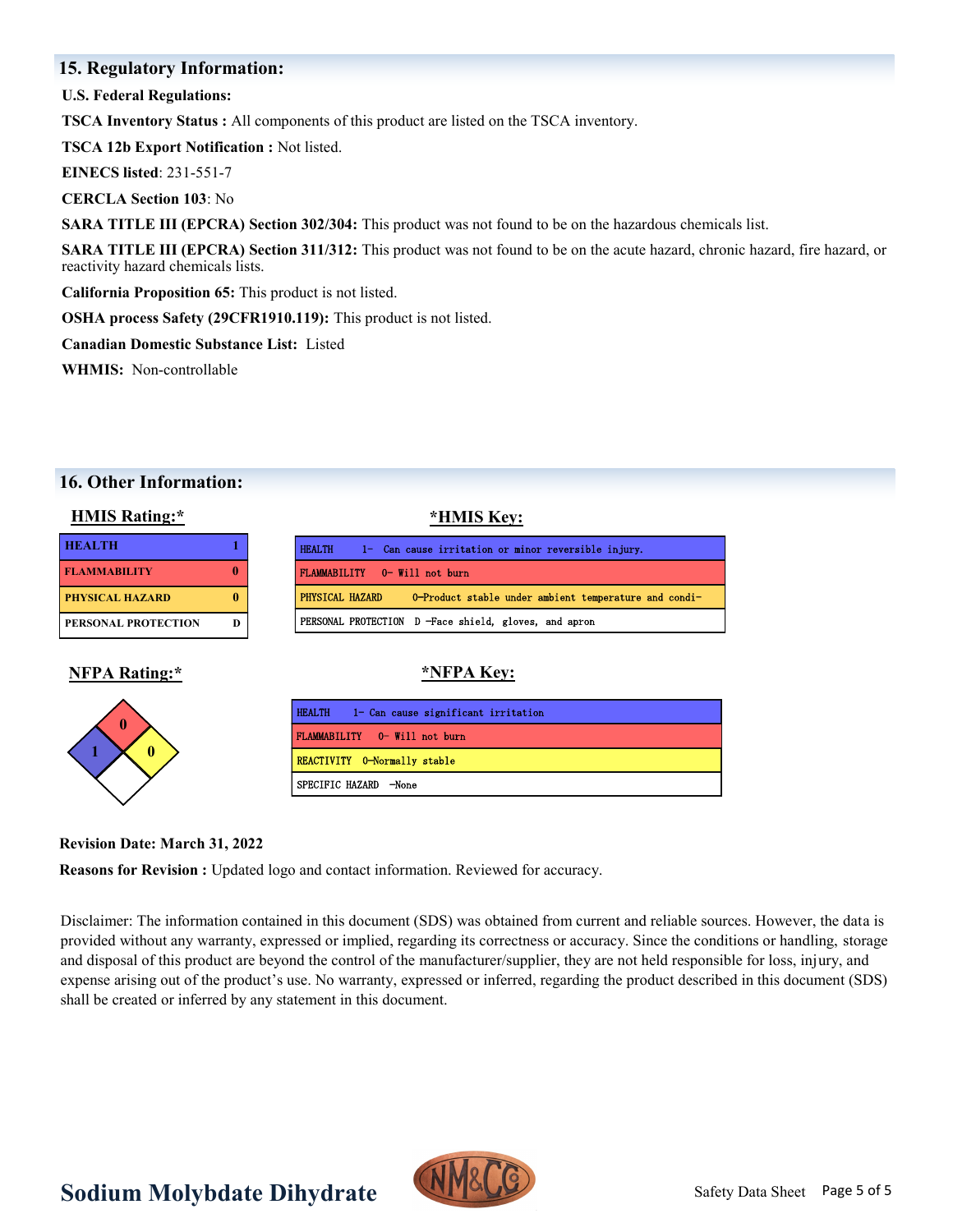## 15. Regulatory Information:

**U.S. Federal Regulations:**

**TSCA Inventory Status :** All components of this product are listed on the TSCA inventory.

**TSCA 12b Export Notification :** Not listed.

**EINECS listed**: 231-551-7

**CERCLA Section 103**: No

**SARA TITLE III (EPCRA) Section 302/304:** This product was not found to be on the hazardous chemicals list.

**SARA TITLE III (EPCRA) Section 311/312:** This product was not found to be on the acute hazard, chronic hazard, fire hazard, or reactivity hazard chemicals lists.

**California Proposition 65:** This product is not listed.

**OSHA process Safety (29CFR1910.119):** This product is not listed.

**Canadian Domestic Substance List:** Listed

**WHMIS:** Non-controllable

## 16. Other Information:

**HMIS Rating:***

| | |
|---|---|
| HEALTH | 1 |
| FLAMMABILITY | 0 |
| PHYSICAL HAZARD | 0 |
| PERSONAL PROTECTION | D |

***HMIS Key:**

| |
|---|
| HEALTH 1- Can cause irritation or minor reversible injury. |
| FLAMMABILITY 0- Will not burn |
| PHYSICAL HAZARD 0-Product stable under ambient temperature and condi- |
| PERSONAL PROTECTION D -Face shield, gloves, and apron |

**NFPA Rating:***

0
1
0

***NFPA Key:**

| |
|---|
| HEALTH 1- Can cause significant irritation |
| FLAMMABILITY 0- Will not burn |
| REACTIVITY 0-Normally stable |
| SPECIFIC HAZARD -None |

**Revision Date: March 31, 2022**

**Reasons for Revision :** Updated logo and contact information. Reviewed for accuracy.

Disclaimer: The information contained in this document (SDS) was obtained from current and reliable sources. However, the data is provided without any warranty, expressed or implied, regarding its correctness or accuracy. Since the conditions or handling, storage and disposal of this product are beyond the control of the manufacturer/supplier, they are not held responsible for loss, injury, and expense arising out of the product's use. No warranty, expressed or inferred, regarding the product described in this document (SDS) shall be created or inferred by any statement in this document.